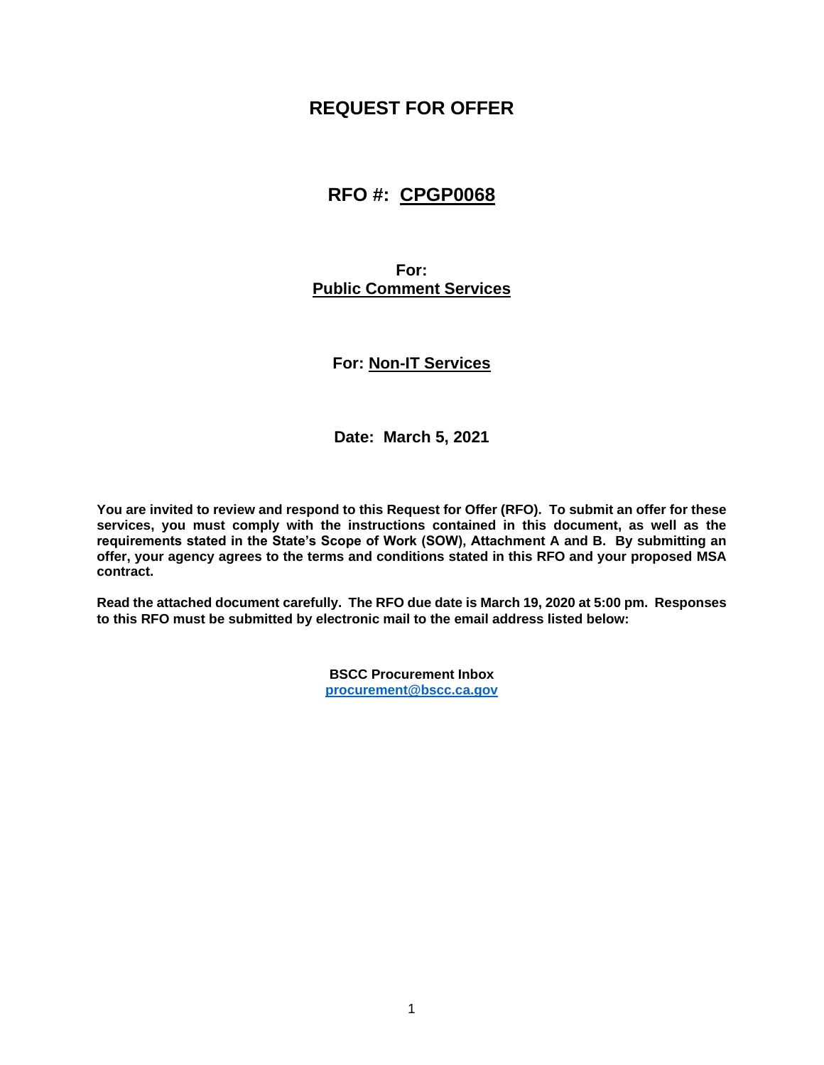# REQUEST FOR OFFER

## RFO #: CPGP0068

**For:**
**Public Comment Services**

**For: Non-IT Services**

**Date: March 5, 2021**

**You are invited to review and respond to this Request for Offer (RFO). To submit an offer for these services, you must comply with the instructions contained in this document, as well as the requirements stated in the State's Scope of Work (SOW), Attachment A and B. By submitting an offer, your agency agrees to the terms and conditions stated in this RFO and your proposed MSA contract.**

**Read the attached document carefully. The RFO due date is March 19, 2020 at 5:00 pm. Responses to this RFO must be submitted by electronic mail to the email address listed below:**

**BSCC Procurement Inbox**
**procurement@bscc.ca.gov**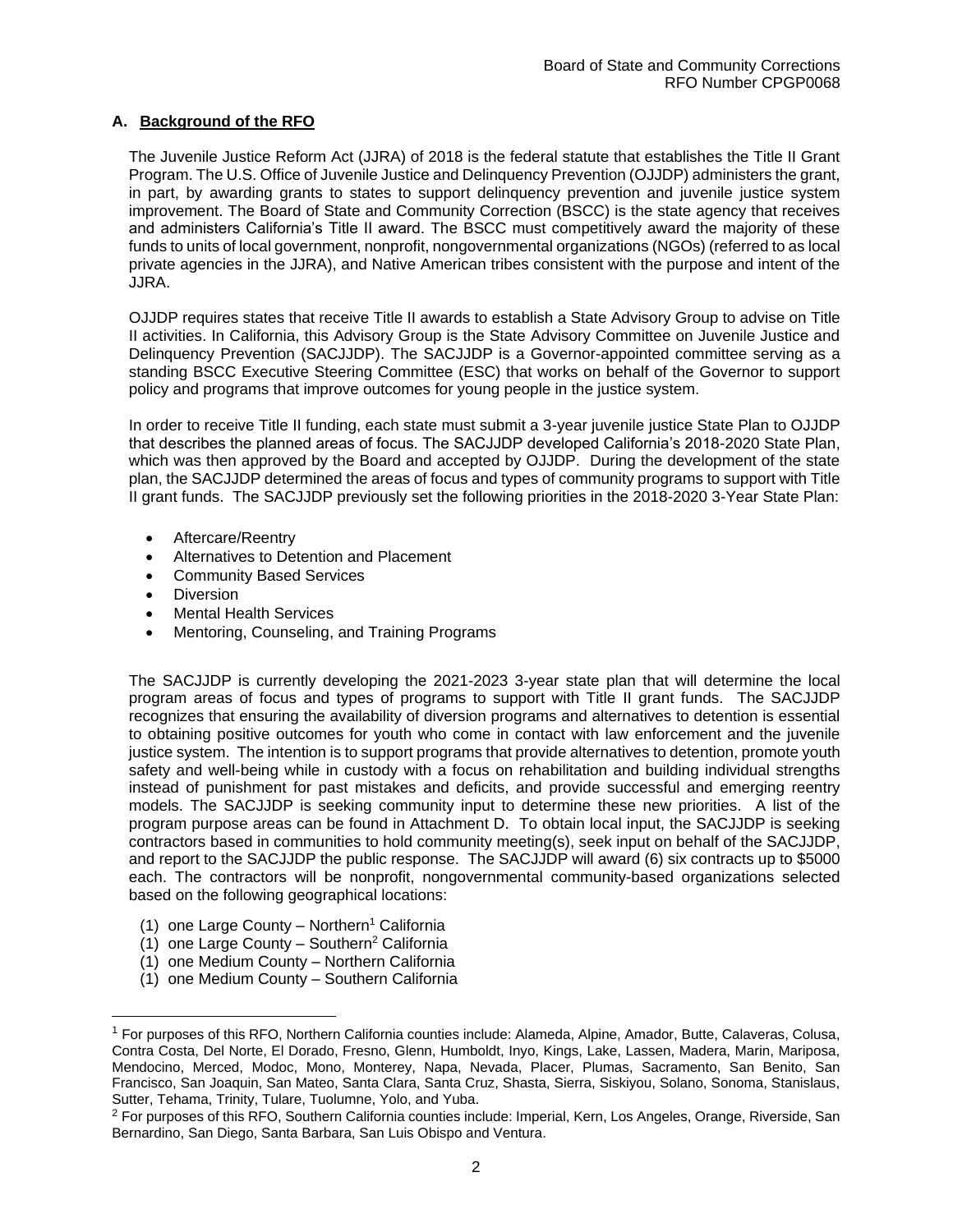### A. Background of the RFO

The Juvenile Justice Reform Act (JJRA) of 2018 is the federal statute that establishes the Title II Grant Program. The U.S. Office of Juvenile Justice and Delinquency Prevention (OJJDP) administers the grant, in part, by awarding grants to states to support delinquency prevention and juvenile justice system improvement. The Board of State and Community Correction (BSCC) is the state agency that receives and administers California's Title II award. The BSCC must competitively award the majority of these funds to units of local government, nonprofit, nongovernmental organizations (NGOs) (referred to as local private agencies in the JJRA), and Native American tribes consistent with the purpose and intent of the JJRA.

OJJDP requires states that receive Title II awards to establish a State Advisory Group to advise on Title II activities. In California, this Advisory Group is the State Advisory Committee on Juvenile Justice and Delinquency Prevention (SACJJDP). The SACJJDP is a Governor-appointed committee serving as a standing BSCC Executive Steering Committee (ESC) that works on behalf of the Governor to support policy and programs that improve outcomes for young people in the justice system.

In order to receive Title II funding, each state must submit a 3-year juvenile justice State Plan to OJJDP that describes the planned areas of focus. The SACJJDP developed California's 2018-2020 State Plan, which was then approved by the Board and accepted by OJJDP. During the development of the state plan, the SACJJDP determined the areas of focus and types of community programs to support with Title II grant funds. The SACJJDP previously set the following priorities in the 2018-2020 3-Year State Plan:

- Aftercare/Reentry
- Alternatives to Detention and Placement
- Community Based Services
- Diversion
- Mental Health Services
- Mentoring, Counseling, and Training Programs

The SACJJDP is currently developing the 2021-2023 3-year state plan that will determine the local program areas of focus and types of programs to support with Title II grant funds. The SACJJDP recognizes that ensuring the availability of diversion programs and alternatives to detention is essential to obtaining positive outcomes for youth who come in contact with law enforcement and the juvenile justice system. The intention is to support programs that provide alternatives to detention, promote youth safety and well-being while in custody with a focus on rehabilitation and building individual strengths instead of punishment for past mistakes and deficits, and provide successful and emerging reentry models. The SACJJDP is seeking community input to determine these new priorities. A list of the program purpose areas can be found in Attachment D. To obtain local input, the SACJJDP is seeking contractors based in communities to hold community meeting(s), seek input on behalf of the SACJJDP, and report to the SACJJDP the public response. The SACJJDP will award (6) six contracts up to $5000 each. The contractors will be nonprofit, nongovernmental community-based organizations selected based on the following geographical locations:

(1) one Large County – Northern[1] California
(1) one Large County – Southern[2] California
(1) one Medium County – Northern California
(1) one Medium County – Southern California

---

[1] For purposes of this RFO, Northern California counties include: Alameda, Alpine, Amador, Butte, Calaveras, Colusa, Contra Costa, Del Norte, El Dorado, Fresno, Glenn, Humboldt, Inyo, Kings, Lake, Lassen, Madera, Marin, Mariposa, Mendocino, Merced, Modoc, Mono, Monterey, Napa, Nevada, Placer, Plumas, Sacramento, San Benito, San Francisco, San Joaquin, San Mateo, Santa Clara, Santa Cruz, Shasta, Sierra, Siskiyou, Solano, Sonoma, Stanislaus, Sutter, Tehama, Trinity, Tulare, Tuolumne, Yolo, and Yuba.

[2] For purposes of this RFO, Southern California counties include: Imperial, Kern, Los Angeles, Orange, Riverside, San Bernardino, San Diego, Santa Barbara, San Luis Obispo and Ventura.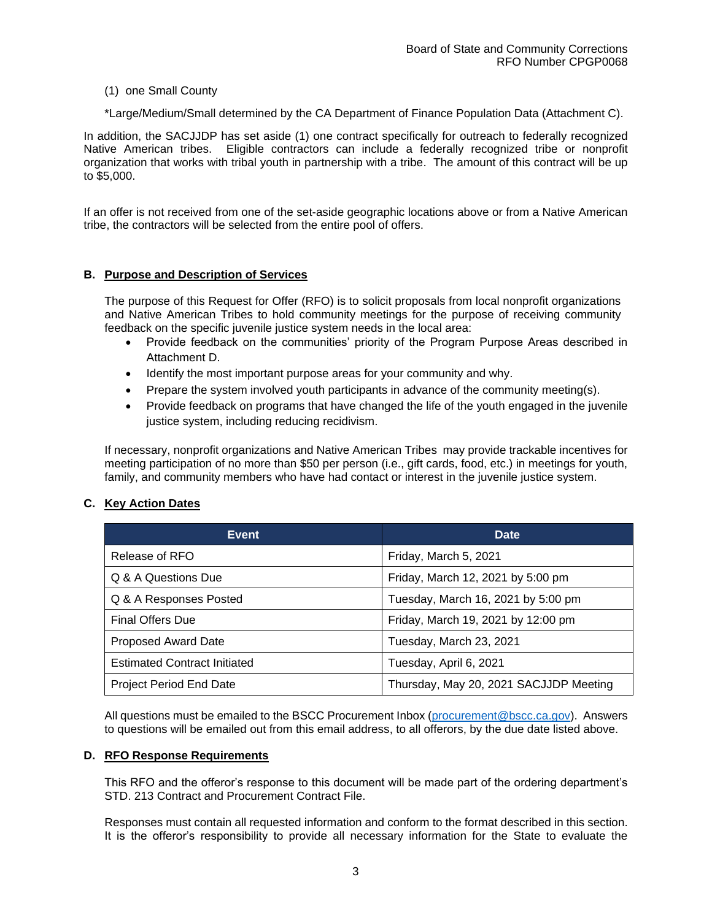(1) one Small County

*Large/Medium/Small determined by the CA Department of Finance Population Data (Attachment C).

In addition, the SACJJDP has set aside (1) one contract specifically for outreach to federally recognized Native American tribes. Eligible contractors can include a federally recognized tribe or nonprofit organization that works with tribal youth in partnership with a tribe. The amount of this contract will be up to $5,000.

If an offer is not received from one of the set-aside geographic locations above or from a Native American tribe, the contractors will be selected from the entire pool of offers.

## B. Purpose and Description of Services

The purpose of this Request for Offer (RFO) is to solicit proposals from local nonprofit organizations and Native American Tribes to hold community meetings for the purpose of receiving community feedback on the specific juvenile justice system needs in the local area:

- Provide feedback on the communities' priority of the Program Purpose Areas described in Attachment D.
- Identify the most important purpose areas for your community and why.
- Prepare the system involved youth participants in advance of the community meeting(s).
- Provide feedback on programs that have changed the life of the youth engaged in the juvenile justice system, including reducing recidivism.

If necessary, nonprofit organizations and Native American Tribes may provide trackable incentives for meeting participation of no more than $50 per person (i.e., gift cards, food, etc.) in meetings for youth, family, and community members who have had contact or interest in the juvenile justice system.

## C. Key Action Dates

| Event | Date |
|---|---|
| Release of RFO | Friday, March 5, 2021 |
| Q & A Questions Due | Friday, March 12, 2021 by 5:00 pm |
| Q & A Responses Posted | Tuesday, March 16, 2021 by 5:00 pm |
| Final Offers Due | Friday, March 19, 2021 by 12:00 pm |
| Proposed Award Date | Tuesday, March 23, 2021 |
| Estimated Contract Initiated | Tuesday, April 6, 2021 |
| Project Period End Date | Thursday, May 20, 2021 SACJJDP Meeting |

All questions must be emailed to the BSCC Procurement Inbox (procurement@bscc.ca.gov). Answers to questions will be emailed out from this email address, to all offerors, by the due date listed above.

## D. RFO Response Requirements

This RFO and the offeror's response to this document will be made part of the ordering department's STD. 213 Contract and Procurement Contract File.

Responses must contain all requested information and conform to the format described in this section. It is the offeror's responsibility to provide all necessary information for the State to evaluate the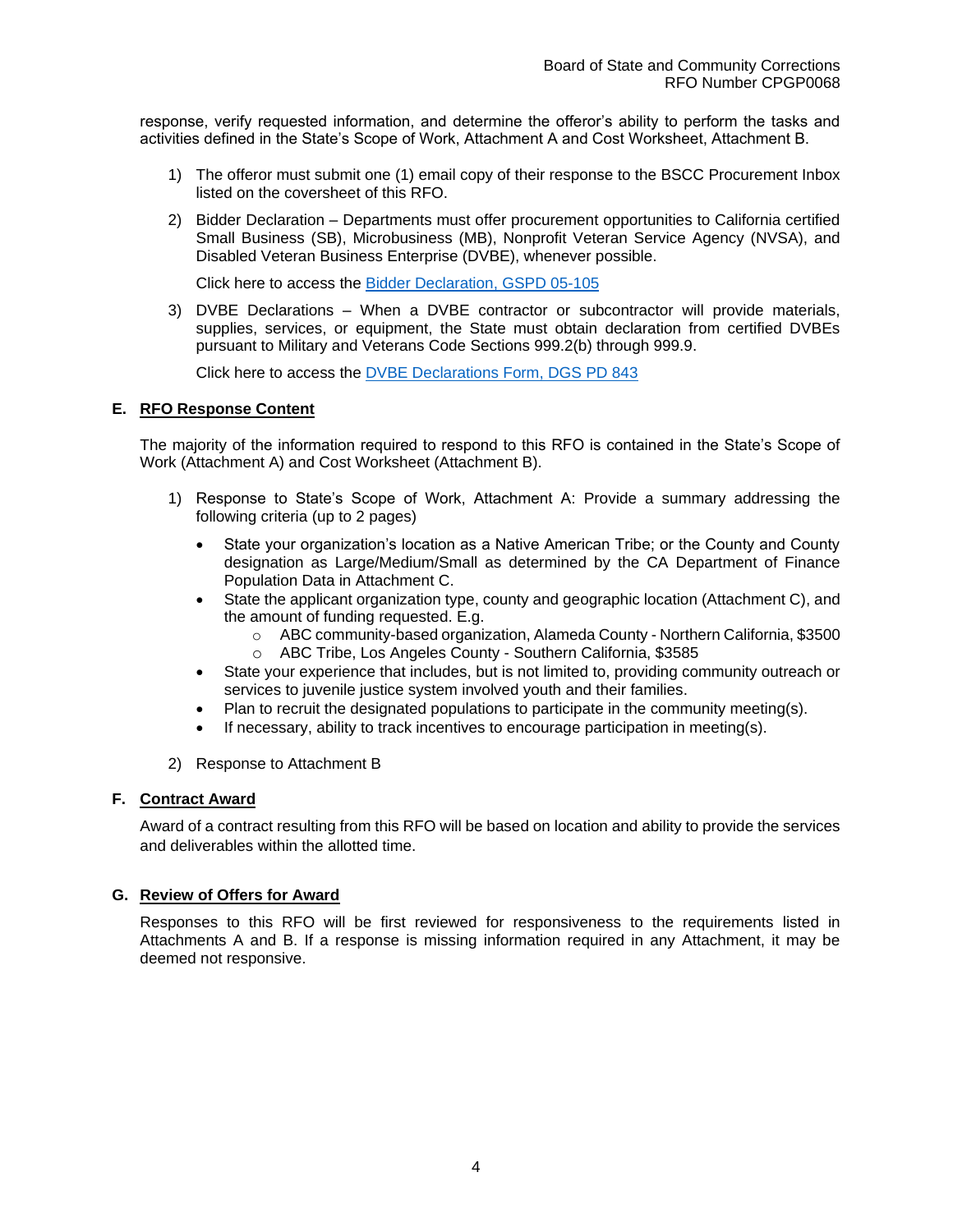response, verify requested information, and determine the offeror's ability to perform the tasks and activities defined in the State's Scope of Work, Attachment A and Cost Worksheet, Attachment B.

1) The offeror must submit one (1) email copy of their response to the BSCC Procurement Inbox listed on the coversheet of this RFO.

2) Bidder Declaration – Departments must offer procurement opportunities to California certified Small Business (SB), Microbusiness (MB), Nonprofit Veteran Service Agency (NVSA), and Disabled Veteran Business Enterprise (DVBE), whenever possible.

   Click here to access the Bidder Declaration, GSPD 05-105

3) DVBE Declarations – When a DVBE contractor or subcontractor will provide materials, supplies, services, or equipment, the State must obtain declaration from certified DVBEs pursuant to Military and Veterans Code Sections 999.2(b) through 999.9.

   Click here to access the DVBE Declarations Form, DGS PD 843

## E. RFO Response Content

The majority of the information required to respond to this RFO is contained in the State's Scope of Work (Attachment A) and Cost Worksheet (Attachment B).

1) Response to State's Scope of Work, Attachment A: Provide a summary addressing the following criteria (up to 2 pages)

   - State your organization's location as a Native American Tribe; or the County and County designation as Large/Medium/Small as determined by the CA Department of Finance Population Data in Attachment C.
   - State the applicant organization type, county and geographic location (Attachment C), and the amount of funding requested. E.g.
     - ABC community-based organization, Alameda County - Northern California, $3500
     - ABC Tribe, Los Angeles County - Southern California, $3585
   - State your experience that includes, but is not limited to, providing community outreach or services to juvenile justice system involved youth and their families.
   - Plan to recruit the designated populations to participate in the community meeting(s).
   - If necessary, ability to track incentives to encourage participation in meeting(s).

2) Response to Attachment B

## F. Contract Award

Award of a contract resulting from this RFO will be based on location and ability to provide the services and deliverables within the allotted time.

## G. Review of Offers for Award

Responses to this RFO will be first reviewed for responsiveness to the requirements listed in Attachments A and B. If a response is missing information required in any Attachment, it may be deemed not responsive.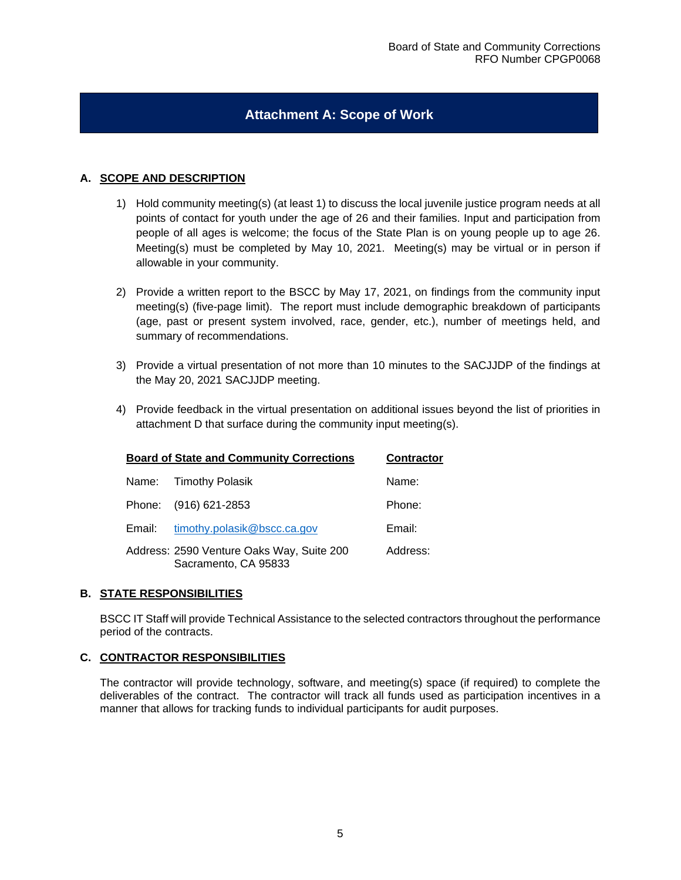# Attachment A: Scope of Work

## A. SCOPE AND DESCRIPTION

1) Hold community meeting(s) (at least 1) to discuss the local juvenile justice program needs at all points of contact for youth under the age of 26 and their families. Input and participation from people of all ages is welcome; the focus of the State Plan is on young people up to age 26. Meeting(s) must be completed by May 10, 2021. Meeting(s) may be virtual or in person if allowable in your community.

2) Provide a written report to the BSCC by May 17, 2021, on findings from the community input meeting(s) (five-page limit). The report must include demographic breakdown of participants (age, past or present system involved, race, gender, etc.), number of meetings held, and summary of recommendations.

3) Provide a virtual presentation of not more than 10 minutes to the SACJJDP of the findings at the May 20, 2021 SACJJDP meeting.

4) Provide feedback in the virtual presentation on additional issues beyond the list of priorities in attachment D that surface during the community input meeting(s).

| **Board of State and Community Corrections** | | **Contractor** |
|---|---|---|
| Name: | Timothy Polasik | Name: |
| Phone: | (916) 621-2853 | Phone: |
| Email: | timothy.polasik@bscc.ca.gov | Email: |
| Address: | 2590 Venture Oaks Way, Suite 200 Sacramento, CA 95833 | Address: |

## B. STATE RESPONSIBILITIES

BSCC IT Staff will provide Technical Assistance to the selected contractors throughout the performance period of the contracts.

## C. CONTRACTOR RESPONSIBILITIES

The contractor will provide technology, software, and meeting(s) space (if required) to complete the deliverables of the contract. The contractor will track all funds used as participation incentives in a manner that allows for tracking funds to individual participants for audit purposes.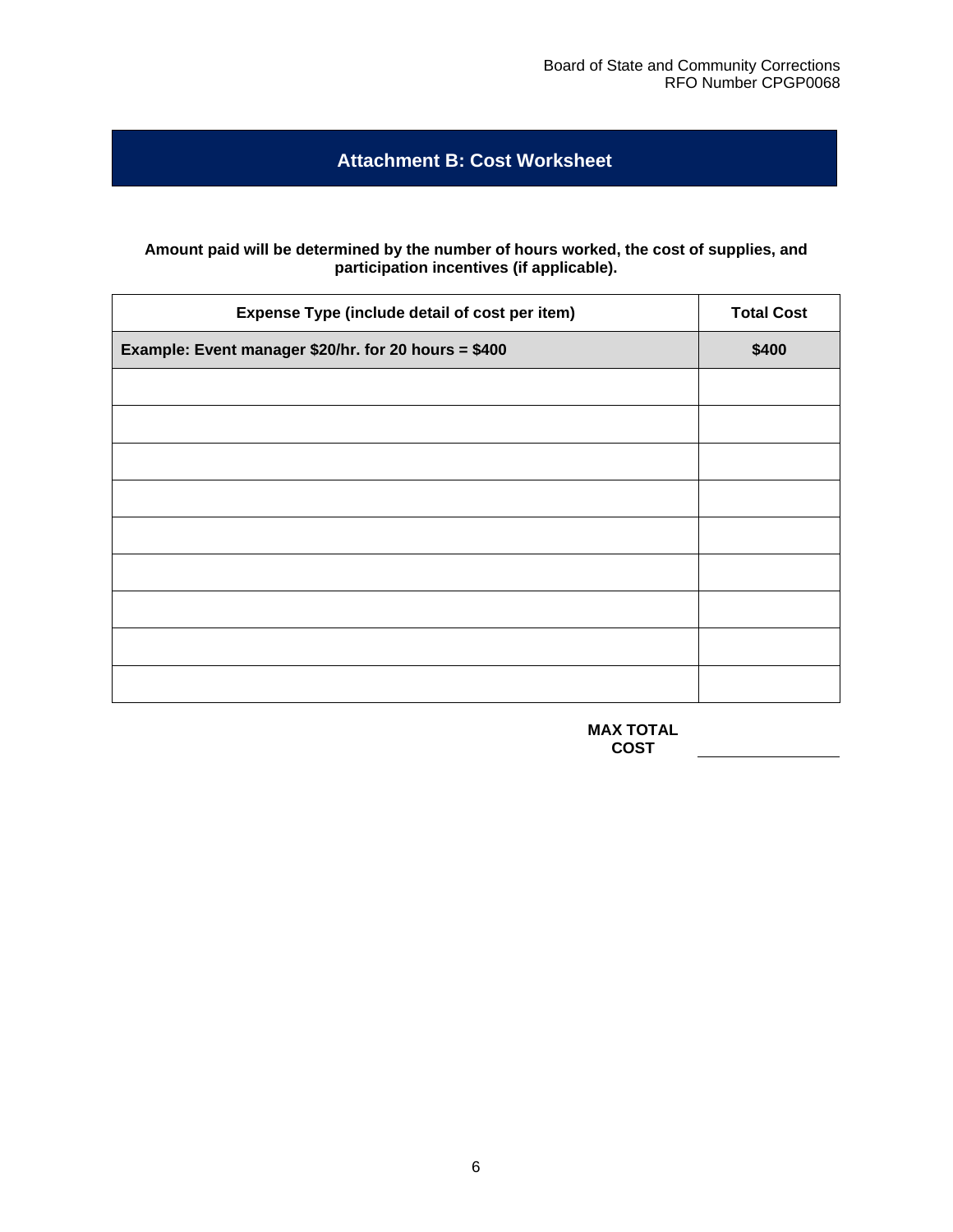# Attachment B: Cost Worksheet

**Amount paid will be determined by the number of hours worked, the cost of supplies, and participation incentives (if applicable).**

| Expense Type (include detail of cost per item) | Total Cost |
|---|---|
| **Example: Event manager $20/hr. for 20 hours = $400** | **$400** |
| | |
| | |
| | |
| | |
| | |
| | |
| | |
| | |
| | |

**MAX TOTAL COST** ____________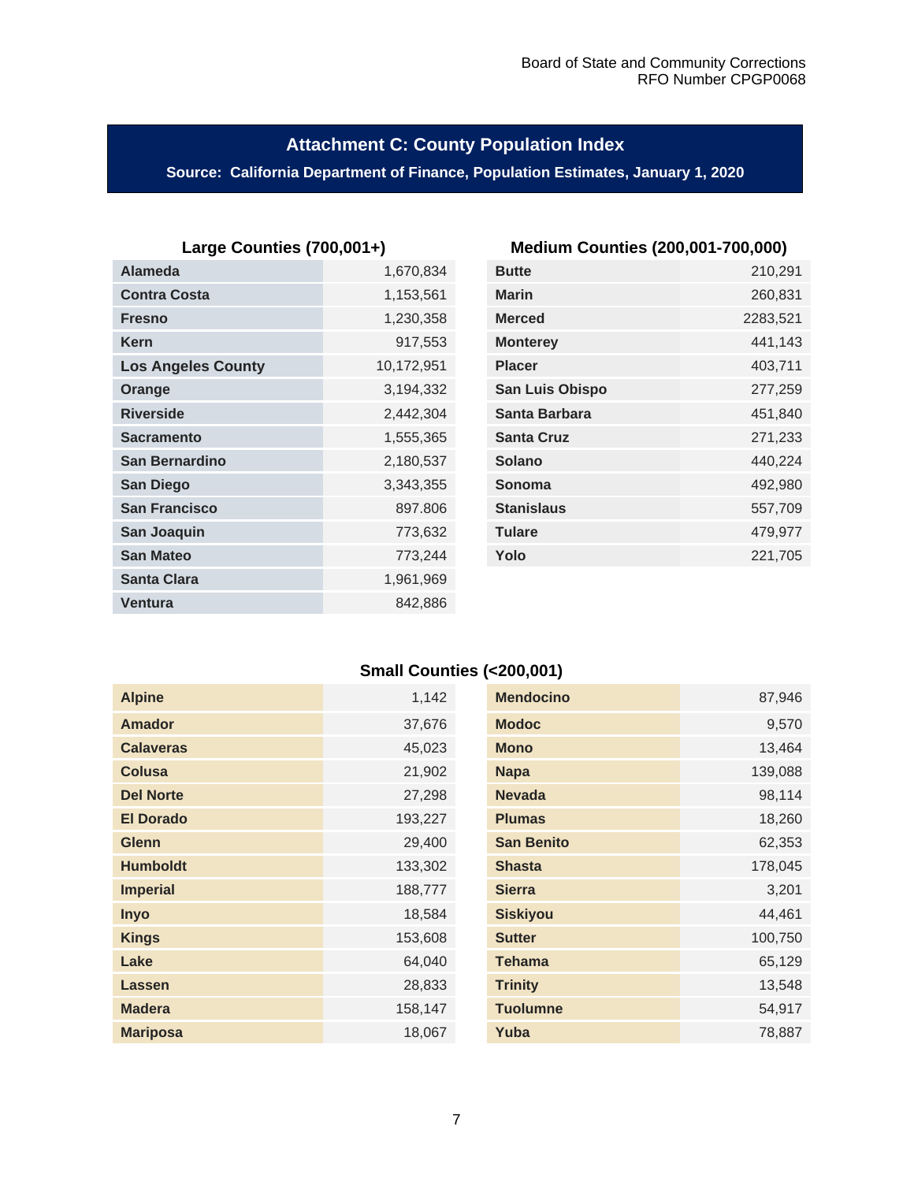# Attachment C: County Population Index

**Source: California Department of Finance, Population Estimates, January 1, 2020**

### Large Counties (700,001+)

| County | Population |
|---|---|
| Alameda | 1,670,834 |
| Contra Costa | 1,153,561 |
| Fresno | 1,230,358 |
| Kern | 917,553 |
| Los Angeles County | 10,172,951 |
| Orange | 3,194,332 |
| Riverside | 2,442,304 |
| Sacramento | 1,555,365 |
| San Bernardino | 2,180,537 |
| San Diego | 3,343,355 |
| San Francisco | 897.806 |
| San Joaquin | 773,632 |
| San Mateo | 773,244 |
| Santa Clara | 1,961,969 |
| Ventura | 842,886 |

### Medium Counties (200,001-700,000)

| County | Population |
|---|---|
| Butte | 210,291 |
| Marin | 260,831 |
| Merced | 2283,521 |
| Monterey | 441,143 |
| Placer | 403,711 |
| San Luis Obispo | 277,259 |
| Santa Barbara | 451,840 |
| Santa Cruz | 271,233 |
| Solano | 440,224 |
| Sonoma | 492,980 |
| Stanislaus | 557,709 |
| Tulare | 479,977 |
| Yolo | 221,705 |

### Small Counties (<200,001)

| County | Population | County | Population |
|---|---|---|---|
| Alpine | 1,142 | Mendocino | 87,946 |
| Amador | 37,676 | Modoc | 9,570 |
| Calaveras | 45,023 | Mono | 13,464 |
| Colusa | 21,902 | Napa | 139,088 |
| Del Norte | 27,298 | Nevada | 98,114 |
| El Dorado | 193,227 | Plumas | 18,260 |
| Glenn | 29,400 | San Benito | 62,353 |
| Humboldt | 133,302 | Shasta | 178,045 |
| Imperial | 188,777 | Sierra | 3,201 |
| Inyo | 18,584 | Siskiyou | 44,461 |
| Kings | 153,608 | Sutter | 100,750 |
| Lake | 64,040 | Tehama | 65,129 |
| Lassen | 28,833 | Trinity | 13,548 |
| Madera | 158,147 | Tuolumne | 54,917 |
| Mariposa | 18,067 | Yuba | 78,887 |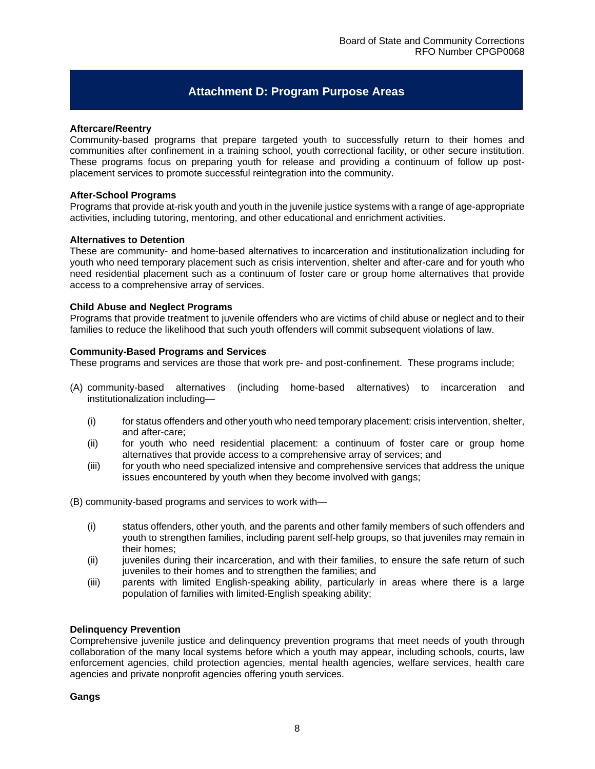# Attachment D: Program Purpose Areas

**Aftercare/Reentry**
Community-based programs that prepare targeted youth to successfully return to their homes and communities after confinement in a training school, youth correctional facility, or other secure institution. These programs focus on preparing youth for release and providing a continuum of follow up post-placement services to promote successful reintegration into the community.

**After-School Programs**
Programs that provide at-risk youth and youth in the juvenile justice systems with a range of age-appropriate activities, including tutoring, mentoring, and other educational and enrichment activities.

**Alternatives to Detention**
These are community- and home-based alternatives to incarceration and institutionalization including for youth who need temporary placement such as crisis intervention, shelter and after-care and for youth who need residential placement such as a continuum of foster care or group home alternatives that provide access to a comprehensive array of services.

**Child Abuse and Neglect Programs**
Programs that provide treatment to juvenile offenders who are victims of child abuse or neglect and to their families to reduce the likelihood that such youth offenders will commit subsequent violations of law.

**Community-Based Programs and Services**
These programs and services are those that work pre- and post-confinement. These programs include;

(A) community-based alternatives (including home-based alternatives) to incarceration and institutionalization including—

- (i) for status offenders and other youth who need temporary placement: crisis intervention, shelter, and after-care;
- (ii) for youth who need residential placement: a continuum of foster care or group home alternatives that provide access to a comprehensive array of services; and
- (iii) for youth who need specialized intensive and comprehensive services that address the unique issues encountered by youth when they become involved with gangs;

(B) community-based programs and services to work with—

- (i) status offenders, other youth, and the parents and other family members of such offenders and youth to strengthen families, including parent self-help groups, so that juveniles may remain in their homes;
- (ii) juveniles during their incarceration, and with their families, to ensure the safe return of such juveniles to their homes and to strengthen the families; and
- (iii) parents with limited English-speaking ability, particularly in areas where there is a large population of families with limited-English speaking ability;

**Delinquency Prevention**
Comprehensive juvenile justice and delinquency prevention programs that meet needs of youth through collaboration of the many local systems before which a youth may appear, including schools, courts, law enforcement agencies, child protection agencies, mental health agencies, welfare services, health care agencies and private nonprofit agencies offering youth services.

**Gangs**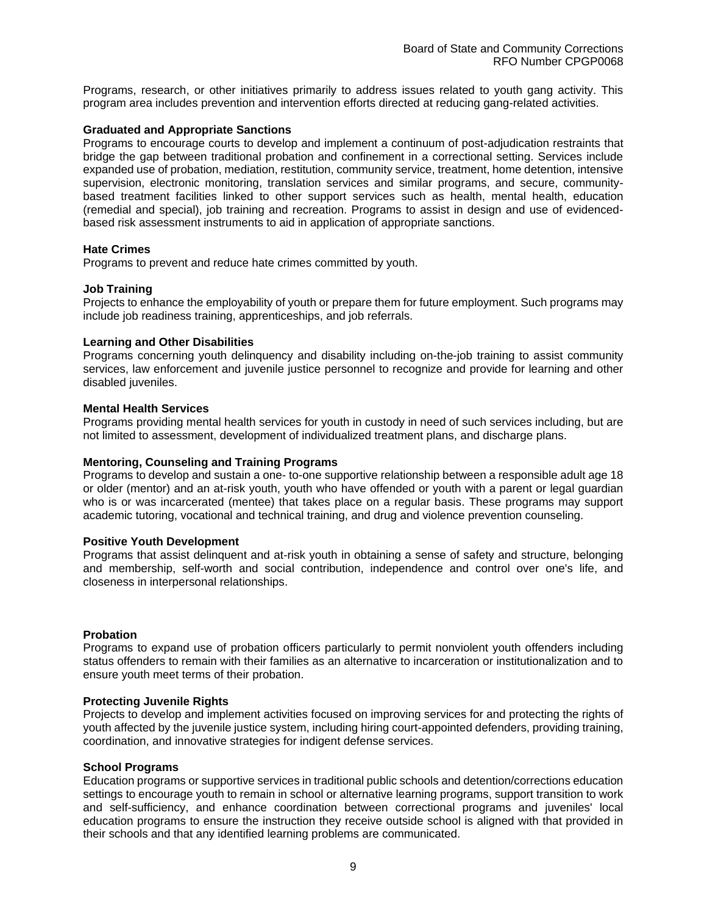Programs, research, or other initiatives primarily to address issues related to youth gang activity. This program area includes prevention and intervention efforts directed at reducing gang-related activities.

**Graduated and Appropriate Sanctions**
Programs to encourage courts to develop and implement a continuum of post-adjudication restraints that bridge the gap between traditional probation and confinement in a correctional setting. Services include expanded use of probation, mediation, restitution, community service, treatment, home detention, intensive supervision, electronic monitoring, translation services and similar programs, and secure, community-based treatment facilities linked to other support services such as health, mental health, education (remedial and special), job training and recreation. Programs to assist in design and use of evidenced-based risk assessment instruments to aid in application of appropriate sanctions.

**Hate Crimes**
Programs to prevent and reduce hate crimes committed by youth.

**Job Training**
Projects to enhance the employability of youth or prepare them for future employment. Such programs may include job readiness training, apprenticeships, and job referrals.

**Learning and Other Disabilities**
Programs concerning youth delinquency and disability including on-the-job training to assist community services, law enforcement and juvenile justice personnel to recognize and provide for learning and other disabled juveniles.

**Mental Health Services**
Programs providing mental health services for youth in custody in need of such services including, but are not limited to assessment, development of individualized treatment plans, and discharge plans.

**Mentoring, Counseling and Training Programs**
Programs to develop and sustain a one- to-one supportive relationship between a responsible adult age 18 or older (mentor) and an at-risk youth, youth who have offended or youth with a parent or legal guardian who is or was incarcerated (mentee) that takes place on a regular basis. These programs may support academic tutoring, vocational and technical training, and drug and violence prevention counseling.

**Positive Youth Development**
Programs that assist delinquent and at-risk youth in obtaining a sense of safety and structure, belonging and membership, self-worth and social contribution, independence and control over one's life, and closeness in interpersonal relationships.

**Probation**
Programs to expand use of probation officers particularly to permit nonviolent youth offenders including status offenders to remain with their families as an alternative to incarceration or institutionalization and to ensure youth meet terms of their probation.

**Protecting Juvenile Rights**
Projects to develop and implement activities focused on improving services for and protecting the rights of youth affected by the juvenile justice system, including hiring court-appointed defenders, providing training, coordination, and innovative strategies for indigent defense services.

**School Programs**
Education programs or supportive services in traditional public schools and detention/corrections education settings to encourage youth to remain in school or alternative learning programs, support transition to work and self-sufficiency, and enhance coordination between correctional programs and juveniles' local education programs to ensure the instruction they receive outside school is aligned with that provided in their schools and that any identified learning problems are communicated.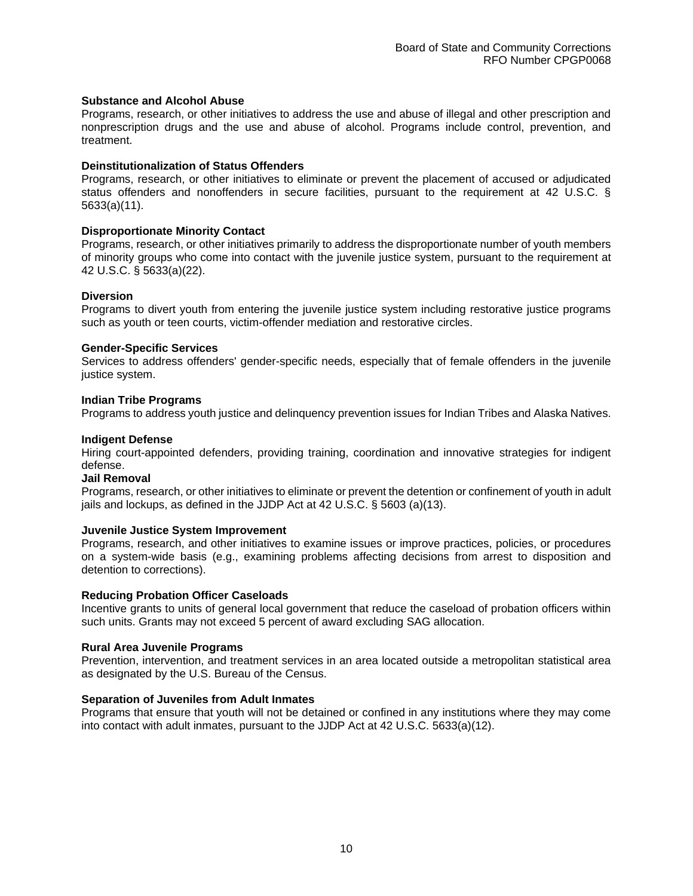**Substance and Alcohol Abuse**
Programs, research, or other initiatives to address the use and abuse of illegal and other prescription and nonprescription drugs and the use and abuse of alcohol. Programs include control, prevention, and treatment.

**Deinstitutionalization of Status Offenders**
Programs, research, or other initiatives to eliminate or prevent the placement of accused or adjudicated status offenders and nonoffenders in secure facilities, pursuant to the requirement at 42 U.S.C. § 5633(a)(11).

**Disproportionate Minority Contact**
Programs, research, or other initiatives primarily to address the disproportionate number of youth members of minority groups who come into contact with the juvenile justice system, pursuant to the requirement at 42 U.S.C. § 5633(a)(22).

**Diversion**
Programs to divert youth from entering the juvenile justice system including restorative justice programs such as youth or teen courts, victim-offender mediation and restorative circles.

**Gender-Specific Services**
Services to address offenders' gender-specific needs, especially that of female offenders in the juvenile justice system.

**Indian Tribe Programs**
Programs to address youth justice and delinquency prevention issues for Indian Tribes and Alaska Natives.

**Indigent Defense**
Hiring court-appointed defenders, providing training, coordination and innovative strategies for indigent defense.

**Jail Removal**
Programs, research, or other initiatives to eliminate or prevent the detention or confinement of youth in adult jails and lockups, as defined in the JJDP Act at 42 U.S.C. § 5603 (a)(13).

**Juvenile Justice System Improvement**
Programs, research, and other initiatives to examine issues or improve practices, policies, or procedures on a system-wide basis (e.g., examining problems affecting decisions from arrest to disposition and detention to corrections).

**Reducing Probation Officer Caseloads**
Incentive grants to units of general local government that reduce the caseload of probation officers within such units. Grants may not exceed 5 percent of award excluding SAG allocation.

**Rural Area Juvenile Programs**
Prevention, intervention, and treatment services in an area located outside a metropolitan statistical area as designated by the U.S. Bureau of the Census.

**Separation of Juveniles from Adult Inmates**
Programs that ensure that youth will not be detained or confined in any institutions where they may come into contact with adult inmates, pursuant to the JJDP Act at 42 U.S.C. 5633(a)(12).